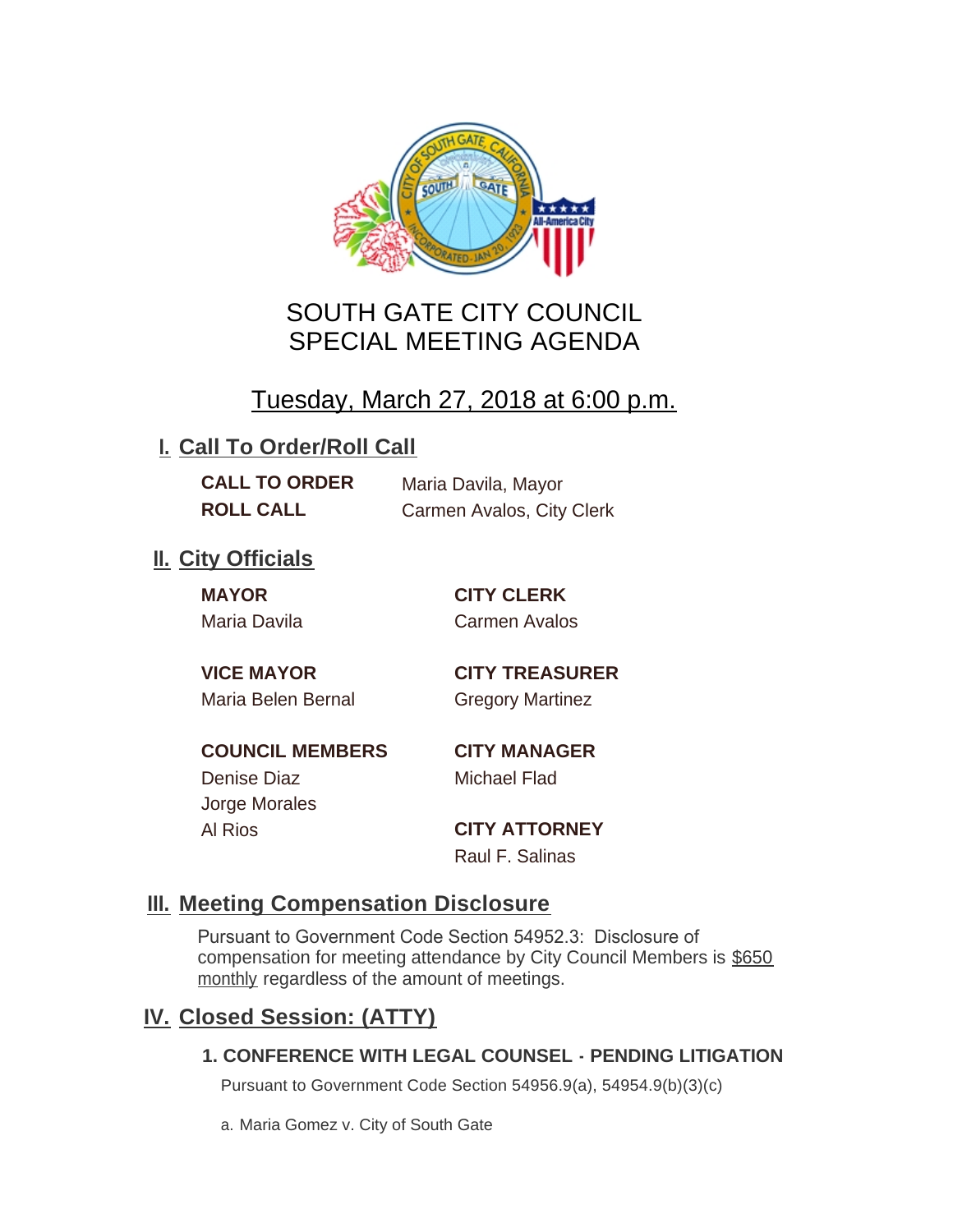# SOUTH GATE CITY COUNCIL
# SPECIAL MEETING AGENDA

## Tuesday, March 27, 2018 at 6:00 p.m.

## I. Call To Order/Roll Call

**CALL TO ORDER** Maria Davila, Mayor

**ROLL CALL** Carmen Avalos, City Clerk

## II. City Officials

**MAYOR**
Maria Davila

**VICE MAYOR**
Maria Belen Bernal

**COUNCIL MEMBERS**
Denise Diaz
Jorge Morales
Al Rios

**CITY CLERK**
Carmen Avalos

**CITY TREASURER**
Gregory Martinez

**CITY MANAGER**
Michael Flad

**CITY ATTORNEY**
Raul F. Salinas

## III. Meeting Compensation Disclosure

Pursuant to Government Code Section 54952.3: Disclosure of compensation for meeting attendance by City Council Members is $650 monthly regardless of the amount of meetings.

## IV. Closed Session: (ATTY)

### 1. CONFERENCE WITH LEGAL COUNSEL - PENDING LITIGATION

Pursuant to Government Code Section 54956.9(a), 54954.9(b)(3)(c)

a. Maria Gomez v. City of South Gate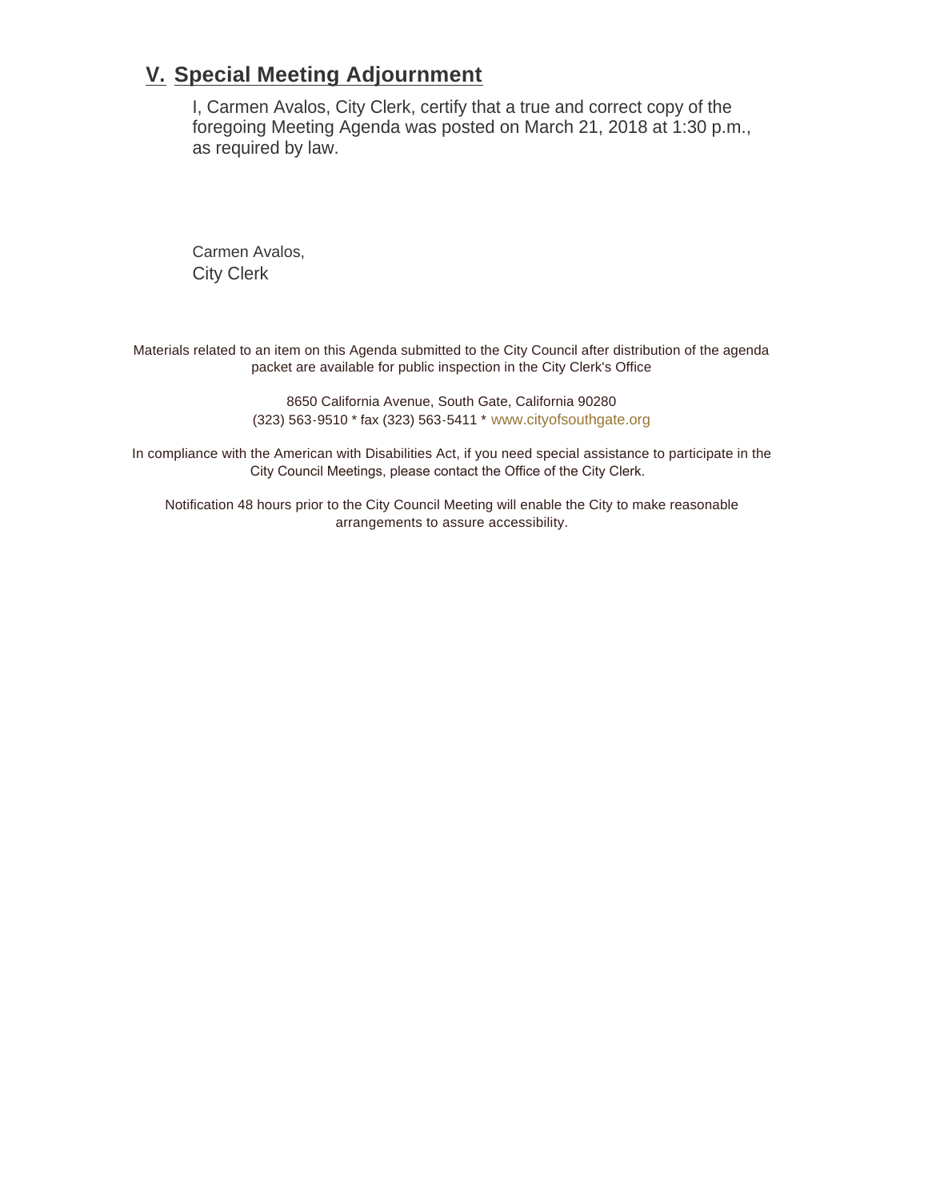## V. Special Meeting Adjournment

I, Carmen Avalos, City Clerk, certify that a true and correct copy of the foregoing Meeting Agenda was posted on March 21, 2018 at 1:30 p.m., as required by law.

Carmen Avalos,
City Clerk

Materials related to an item on this Agenda submitted to the City Council after distribution of the agenda packet are available for public inspection in the City Clerk's Office

8650 California Avenue, South Gate, California 90280
(323) 563-9510 * fax (323) 563-5411 * www.cityofsouthgate.org

In compliance with the American with Disabilities Act, if you need special assistance to participate in the City Council Meetings, please contact the Office of the City Clerk.

Notification 48 hours prior to the City Council Meeting will enable the City to make reasonable arrangements to assure accessibility.